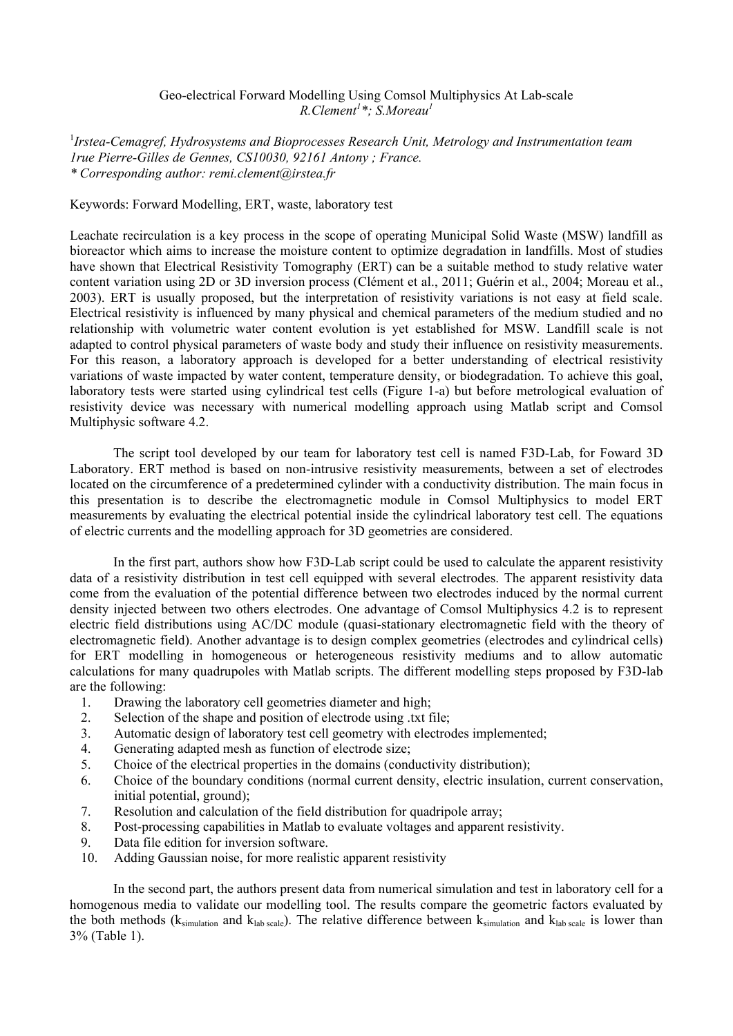# Geo-electrical Forward Modelling Using Comsol Multiphysics At Lab-scale

*R.Clement[1]\*; S.Moreau[1]*

[1]*Irstea-Cemagref, Hydrosystems and Bioprocesses Research Unit, Metrology and Instrumentation team*
*1rue Pierre-Gilles de Gennes, CS10030, 92161 Antony ; France.*
*\* Corresponding author: remi.clement@irstea.fr*

Keywords: Forward Modelling, ERT, waste, laboratory test

Leachate recirculation is a key process in the scope of operating Municipal Solid Waste (MSW) landfill as bioreactor which aims to increase the moisture content to optimize degradation in landfills. Most of studies have shown that Electrical Resistivity Tomography (ERT) can be a suitable method to study relative water content variation using 2D or 3D inversion process (Clément et al., 2011; Guérin et al., 2004; Moreau et al., 2003). ERT is usually proposed, but the interpretation of resistivity variations is not easy at field scale. Electrical resistivity is influenced by many physical and chemical parameters of the medium studied and no relationship with volumetric water content evolution is yet established for MSW. Landfill scale is not adapted to control physical parameters of waste body and study their influence on resistivity measurements. For this reason, a laboratory approach is developed for a better understanding of electrical resistivity variations of waste impacted by water content, temperature density, or biodegradation. To achieve this goal, laboratory tests were started using cylindrical test cells (Figure 1-a) but before metrological evaluation of resistivity device was necessary with numerical modelling approach using Matlab script and Comsol Multiphysic software 4.2.

The script tool developed by our team for laboratory test cell is named F3D-Lab, for Foward 3D Laboratory. ERT method is based on non-intrusive resistivity measurements, between a set of electrodes located on the circumference of a predetermined cylinder with a conductivity distribution. The main focus in this presentation is to describe the electromagnetic module in Comsol Multiphysics to model ERT measurements by evaluating the electrical potential inside the cylindrical laboratory test cell. The equations of electric currents and the modelling approach for 3D geometries are considered.

In the first part, authors show how F3D-Lab script could be used to calculate the apparent resistivity data of a resistivity distribution in test cell equipped with several electrodes. The apparent resistivity data come from the evaluation of the potential difference between two electrodes induced by the normal current density injected between two others electrodes. One advantage of Comsol Multiphysics 4.2 is to represent electric field distributions using AC/DC module (quasi-stationary electromagnetic field with the theory of electromagnetic field). Another advantage is to design complex geometries (electrodes and cylindrical cells) for ERT modelling in homogeneous or heterogeneous resistivity mediums and to allow automatic calculations for many quadrupoles with Matlab scripts. The different modelling steps proposed by F3D-lab are the following:

1. Drawing the laboratory cell geometries diameter and high;
2. Selection of the shape and position of electrode using .txt file;
3. Automatic design of laboratory test cell geometry with electrodes implemented;
4. Generating adapted mesh as function of electrode size;
5. Choice of the electrical properties in the domains (conductivity distribution);
6. Choice of the boundary conditions (normal current density, electric insulation, current conservation, initial potential, ground);
7. Resolution and calculation of the field distribution for quadripole array;
8. Post-processing capabilities in Matlab to evaluate voltages and apparent resistivity.
9. Data file edition for inversion software.
10. Adding Gaussian noise, for more realistic apparent resistivity

In the second part, the authors present data from numerical simulation and test in laboratory cell for a homogenous media to validate our modelling tool. The results compare the geometric factors evaluated by the both methods ($k_{simulation}$ and $k_{lab\ scale}$). The relative difference between $k_{simulation}$ and $k_{lab\ scale}$ is lower than 3% (Table 1).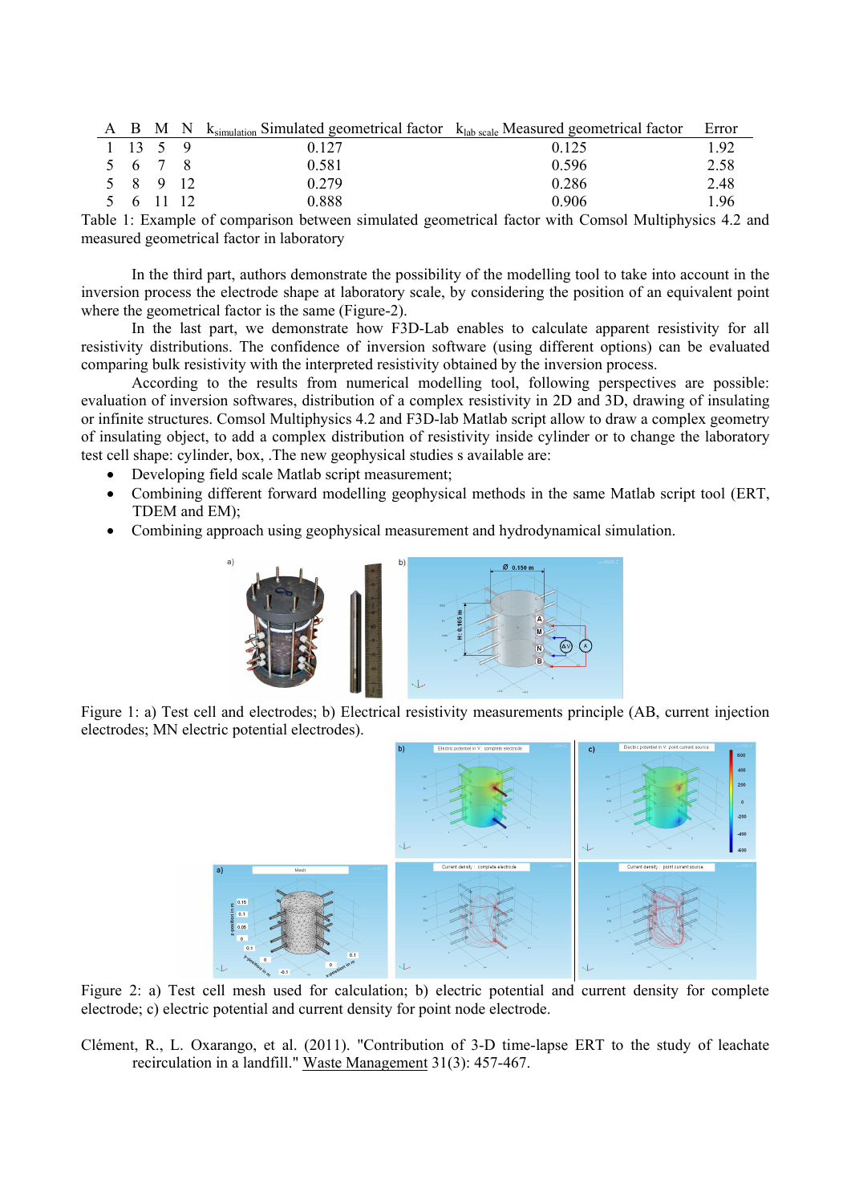| A | B | M | N | $k_{simulation}$ Simulated geometrical factor | $k_{lab\ scale}$ Measured geometrical factor | Error |
|---|---|---|---|---|---|---|
| 1 | 13 | 5 | 9 | 0.127 | 0.125 | 1.92 |
| 5 | 6 | 7 | 8 | 0.581 | 0.596 | 2.58 |
| 5 | 8 | 9 | 12 | 0.279 | 0.286 | 2.48 |
| 5 | 6 | 11 | 12 | 0.888 | 0.906 | 1.96 |

Table 1: Example of comparison between simulated geometrical factor with Comsol Multiphysics 4.2 and measured geometrical factor in laboratory

In the third part, authors demonstrate the possibility of the modelling tool to take into account in the inversion process the electrode shape at laboratory scale, by considering the position of an equivalent point where the geometrical factor is the same (Figure-2).

In the last part, we demonstrate how F3D-Lab enables to calculate apparent resistivity for all resistivity distributions. The confidence of inversion software (using different options) can be evaluated comparing bulk resistivity with the interpreted resistivity obtained by the inversion process.

According to the results from numerical modelling tool, following perspectives are possible: evaluation of inversion softwares, distribution of a complex resistivity in 2D and 3D, drawing of insulating or infinite structures. Comsol Multiphysics 4.2 and F3D-lab Matlab script allow to draw a complex geometry of insulating object, to add a complex distribution of resistivity inside cylinder or to change the laboratory test cell shape: cylinder, box, .The new geophysical studies s available are:

- Developing field scale Matlab script measurement;
- Combining different forward modelling geophysical methods in the same Matlab script tool (ERT, TDEM and EM);
- Combining approach using geophysical measurement and hydrodynamical simulation.

Figure 1: a) Test cell and electrodes; b) Electrical resistivity measurements principle (AB, current injection electrodes; MN electric potential electrodes).

Figure 2: a) Test cell mesh used for calculation; b) electric potential and current density for complete electrode; c) electric potential and current density for point node electrode.

Clément, R., L. Oxarango, et al. (2011). "Contribution of 3-D time-lapse ERT to the study of leachate recirculation in a landfill." Waste Management 31(3): 457-467.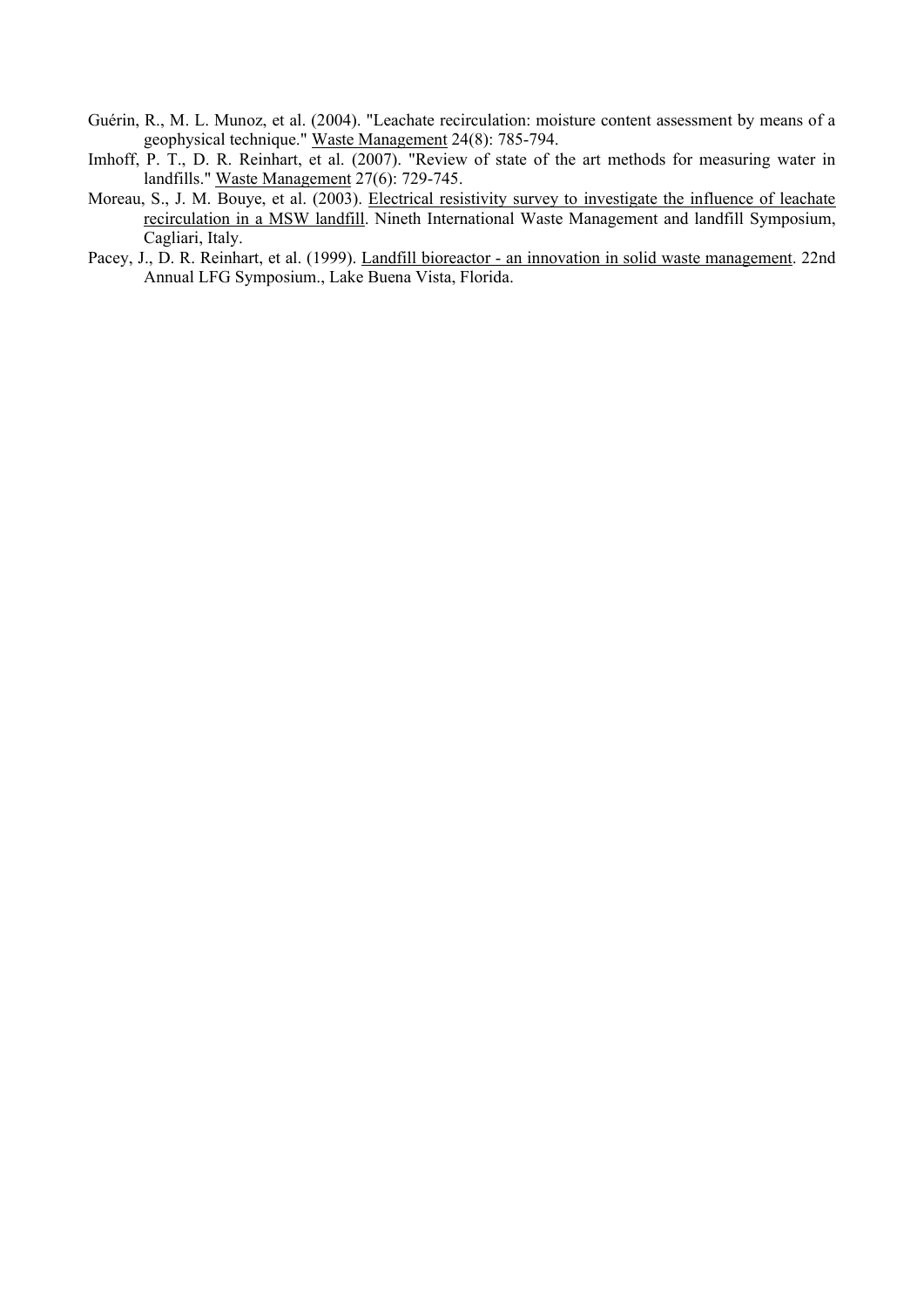Guérin, R., M. L. Munoz, et al. (2004). "Leachate recirculation: moisture content assessment by means of a geophysical technique." Waste Management 24(8): 785-794.

Imhoff, P. T., D. R. Reinhart, et al. (2007). "Review of state of the art methods for measuring water in landfills." Waste Management 27(6): 729-745.

Moreau, S., J. M. Bouye, et al. (2003). Electrical resistivity survey to investigate the influence of leachate recirculation in a MSW landfill. Nineth International Waste Management and landfill Symposium, Cagliari, Italy.

Pacey, J., D. R. Reinhart, et al. (1999). Landfill bioreactor - an innovation in solid waste management. 22nd Annual LFG Symposium., Lake Buena Vista, Florida.